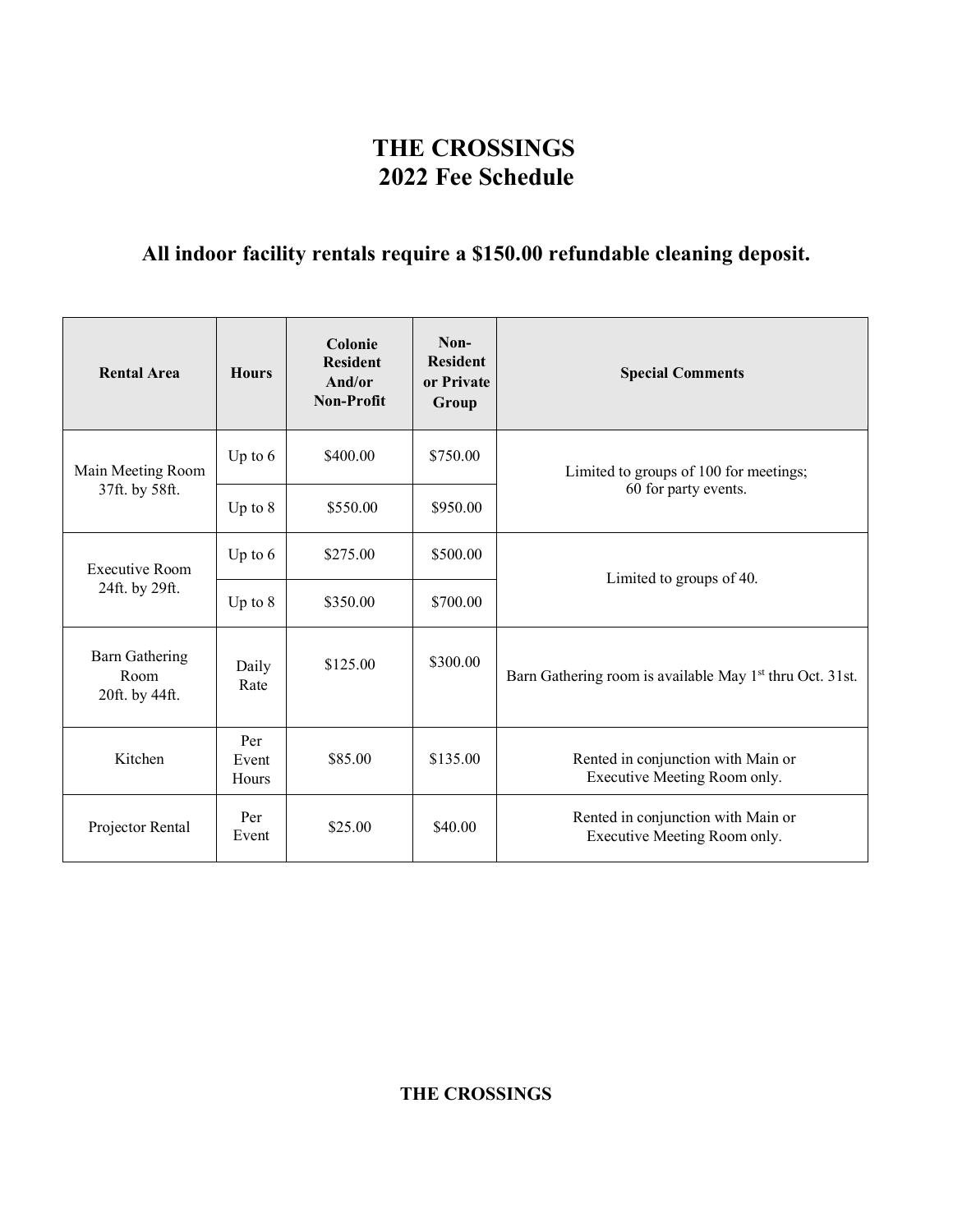# THE CROSSINGS
# 2022 Fee Schedule

## All indoor facility rentals require a $150.00 refundable cleaning deposit.

| Rental Area | Hours | Colonie Resident And/or Non-Profit | Non-Resident or Private Group | Special Comments |
|---|---|---|---|---|
| Main Meeting Room 37ft. by 58ft. | Up to 6 | $400.00 | $750.00 | Limited to groups of 100 for meetings; 60 for party events. |
| | Up to 8 | $550.00 | $950.00 | |
| Executive Room 24ft. by 29ft. | Up to 6 | $275.00 | $500.00 | Limited to groups of 40. |
| | Up to 8 | $350.00 | $700.00 | |
| Barn Gathering Room 20ft. by 44ft. | Daily Rate | $125.00 | $300.00 | Barn Gathering room is available May 1st thru Oct. 31st. |
| Kitchen | Per Event Hours | $85.00 | $135.00 | Rented in conjunction with Main or Executive Meeting Room only. |
| Projector Rental | Per Event | $25.00 | $40.00 | Rented in conjunction with Main or Executive Meeting Room only. |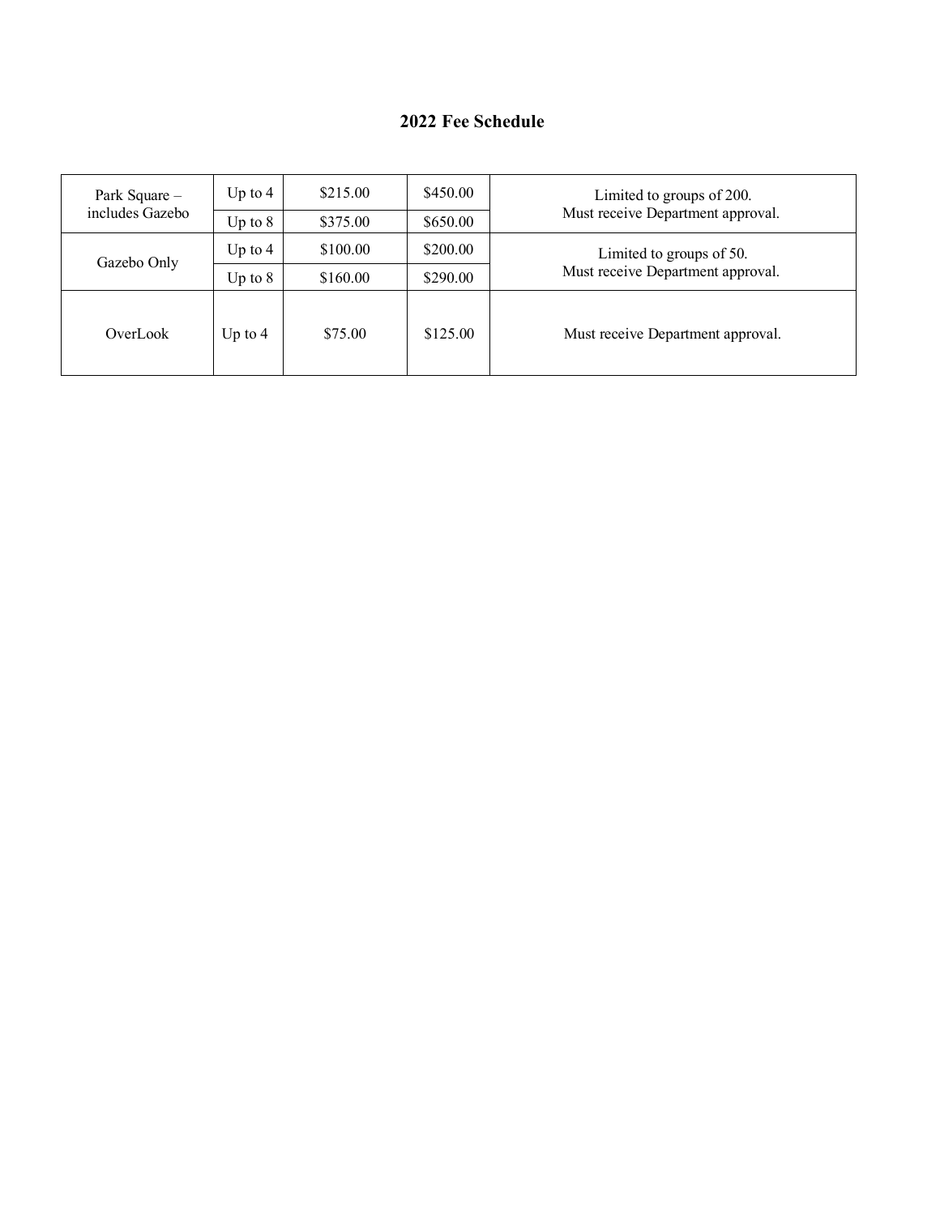## 2022 Fee Schedule

| | | | | |
|---|---|---|---|---|
| Park Square – includes Gazebo | Up to 4 | $215.00 | $450.00 | Limited to groups of 200. Must receive Department approval. |
| | Up to 8 | $375.00 | $650.00 | |
| Gazebo Only | Up to 4 | $100.00 | $200.00 | Limited to groups of 50. Must receive Department approval. |
| | Up to 8 | $160.00 | $290.00 | |
| OverLook | Up to 4 | $75.00 | $125.00 | Must receive Department approval. |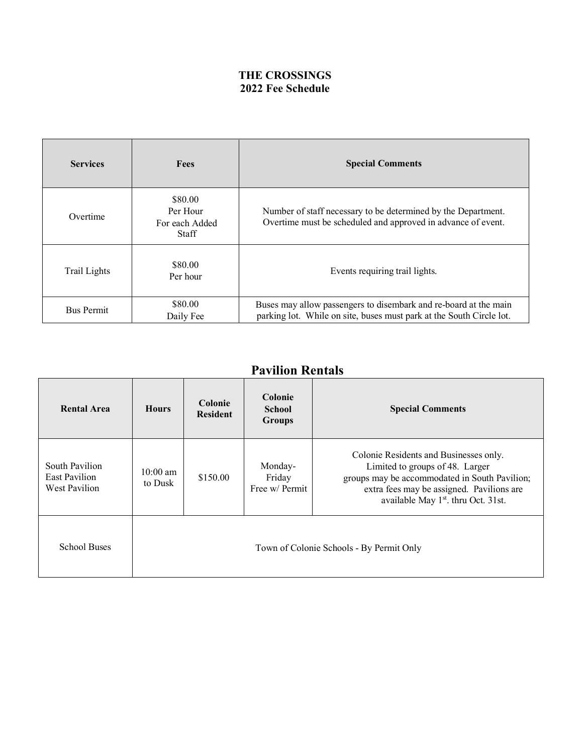# THE CROSSINGS
## 2022 Fee Schedule

| Services | Fees | Special Comments |
| --- | --- | --- |
| Overtime | $80.00 Per Hour For each Added Staff | Number of staff necessary to be determined by the Department. Overtime must be scheduled and approved in advance of event. |
| Trail Lights | $80.00 Per hour | Events requiring trail lights. |
| Bus Permit | $80.00 Daily Fee | Buses may allow passengers to disembark and re-board at the main parking lot. While on site, buses must park at the South Circle lot. |

## Pavilion Rentals

| Rental Area | Hours | Colonie Resident | Colonie School Groups | Special Comments |
| --- | --- | --- | --- | --- |
| South Pavilion East Pavilion West Pavilion | 10:00 am to Dusk | $150.00 | Monday-Friday Free w/ Permit | Colonie Residents and Businesses only. Limited to groups of 48. Larger groups may be accommodated in South Pavilion; extra fees may be assigned. Pavilions are available May 1st. thru Oct. 31st. |
| School Buses | Town of Colonie Schools - By Permit Only | | | |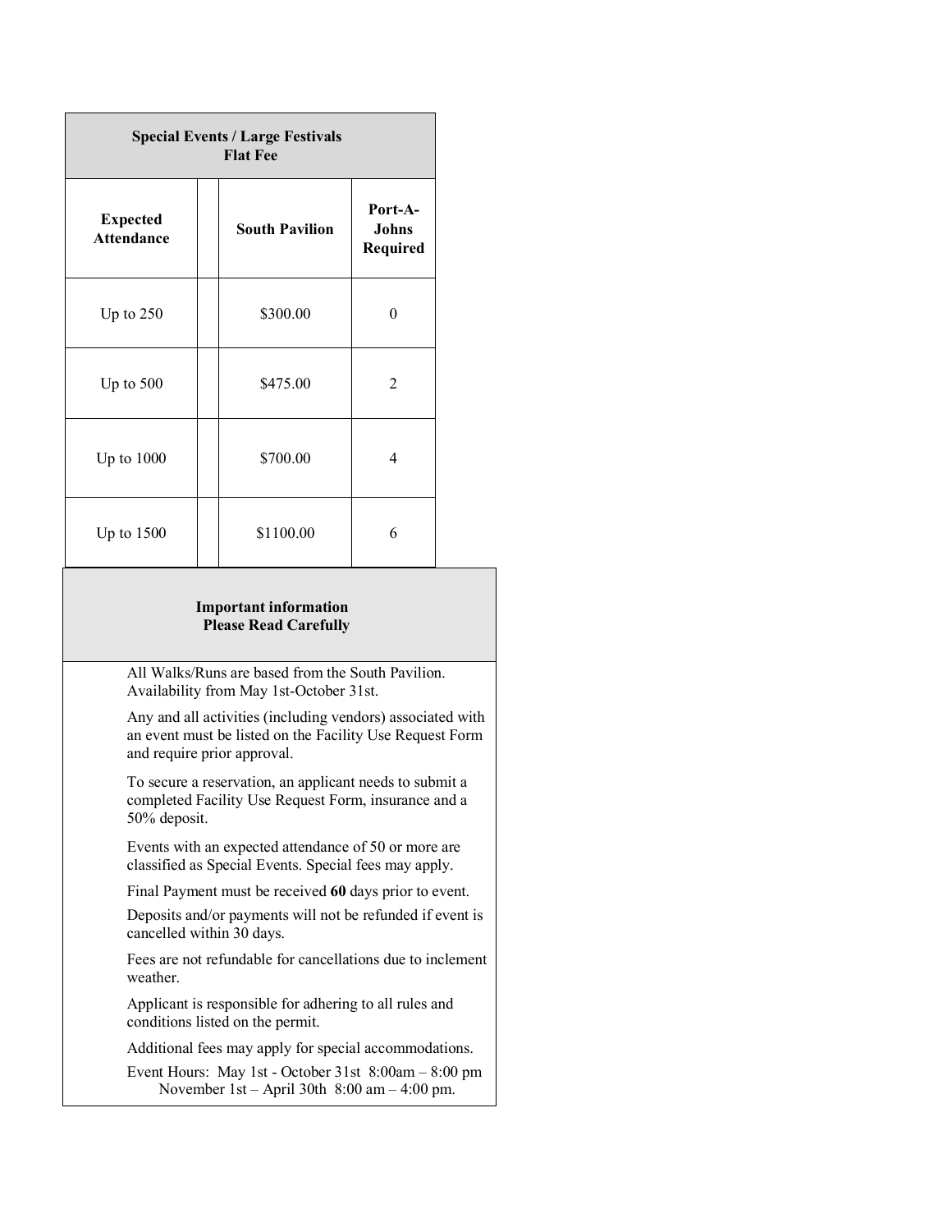## Special Events / Large Festivals
### Flat Fee

| Expected Attendance | | South Pavilion | Port-A-Johns Required |
|---|---|---|---|
| Up to 250 | | $300.00 | 0 |
| Up to 500 | | $475.00 | 2 |
| Up to 1000 | | $700.00 | 4 |
| Up to 1500 | | $1100.00 | 6 |

## Important information
### Please Read Carefully

All Walks/Runs are based from the South Pavilion. Availability from May 1st-October 31st.

Any and all activities (including vendors) associated with an event must be listed on the Facility Use Request Form and require prior approval.

To secure a reservation, an applicant needs to submit a completed Facility Use Request Form, insurance and a 50% deposit.

Events with an expected attendance of 50 or more are classified as Special Events. Special fees may apply.

Final Payment must be received **60** days prior to event.

Deposits and/or payments will not be refunded if event is cancelled within 30 days.

Fees are not refundable for cancellations due to inclement weather.

Applicant is responsible for adhering to all rules and conditions listed on the permit.

Additional fees may apply for special accommodations.

Event Hours: May 1st - October 31st 8:00am – 8:00 pm
November 1st – April 30th 8:00 am – 4:00 pm.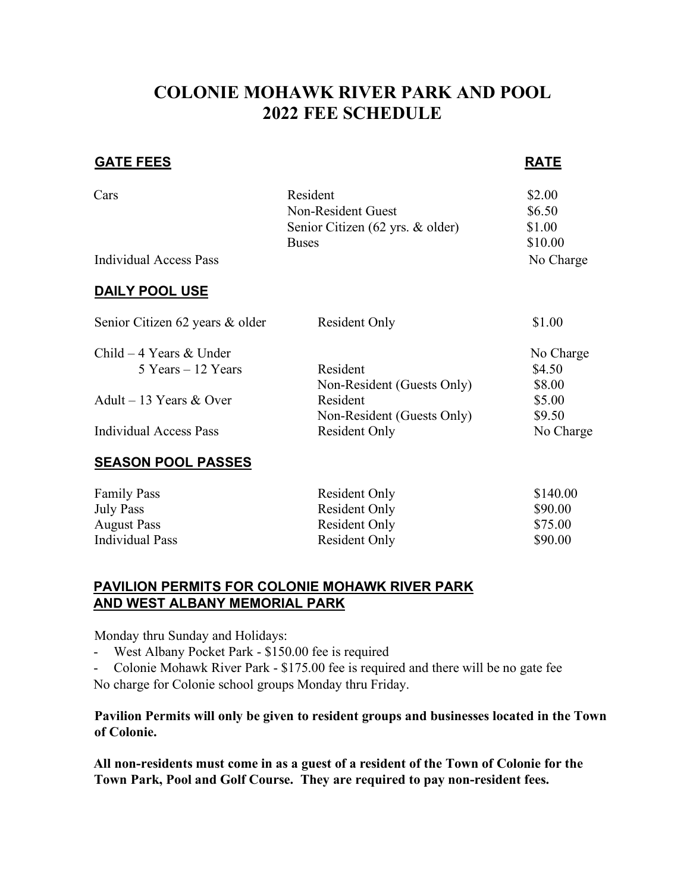# COLONIE MOHAWK RIVER PARK AND POOL
# 2022 FEE SCHEDULE

| GATE FEES | | RATE |
|---|---|---|
| Cars | Resident | $2.00 |
| | Non-Resident Guest | $6.50 |
| | Senior Citizen (62 yrs. & older) | $1.00 |
| | Buses | $10.00 |
| Individual Access Pass | | No Charge |

## DAILY POOL USE

| | | |
|---|---|---|
| Senior Citizen 62 years & older | Resident Only | $1.00 |
| Child – 4 Years & Under | | No Charge |
| 5 Years – 12 Years | Resident | $4.50 |
| | Non-Resident (Guests Only) | $8.00 |
| Adult – 13 Years & Over | Resident | $5.00 |
| | Non-Resident (Guests Only) | $9.50 |
| Individual Access Pass | Resident Only | No Charge |

## SEASON POOL PASSES

| | | |
|---|---|---|
| Family Pass | Resident Only | $140.00 |
| July Pass | Resident Only | $90.00 |
| August Pass | Resident Only | $75.00 |
| Individual Pass | Resident Only | $90.00 |

## PAVILION PERMITS FOR COLONIE MOHAWK RIVER PARK AND WEST ALBANY MEMORIAL PARK

Monday thru Sunday and Holidays:

- West Albany Pocket Park - $150.00 fee is required
- Colonie Mohawk River Park - $175.00 fee is required and there will be no gate fee

No charge for Colonie school groups Monday thru Friday.

**Pavilion Permits will only be given to resident groups and businesses located in the Town of Colonie.**

**All non-residents must come in as a guest of a resident of the Town of Colonie for the Town Park, Pool and Golf Course. They are required to pay non-resident fees.**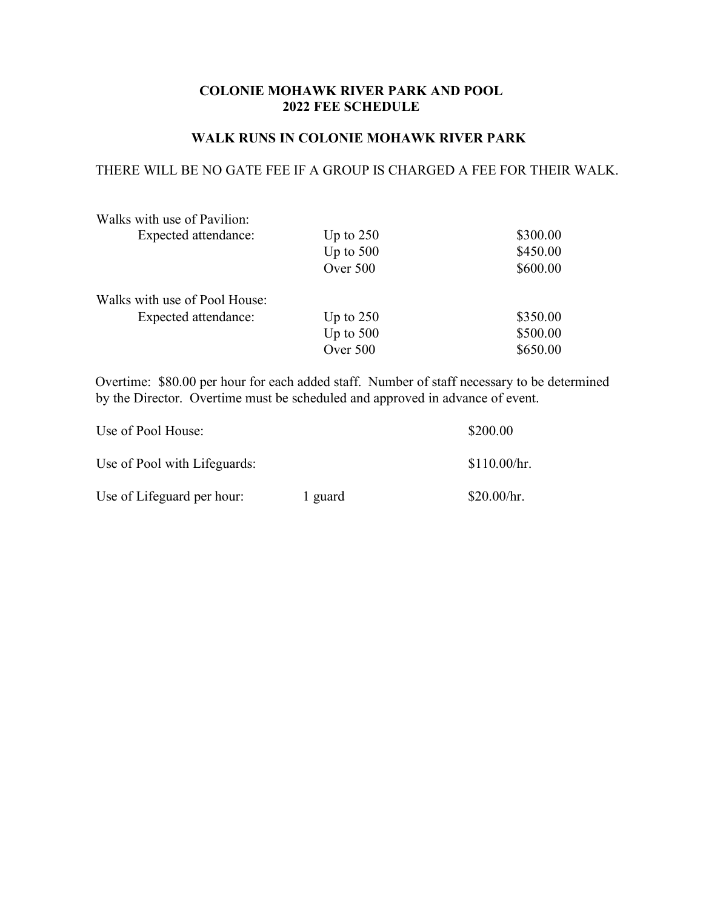# COLONIE MOHAWK RIVER PARK AND POOL
# 2022 FEE SCHEDULE

## WALK RUNS IN COLONIE MOHAWK RIVER PARK

THERE WILL BE NO GATE FEE IF A GROUP IS CHARGED A FEE FOR THEIR WALK.

| | | |
|---|---|---|
| **Walks with use of Pavilion:** | | |
| Expected attendance: | Up to 250 | $300.00 |
| | Up to 500 | $450.00 |
| | Over 500 | $600.00 |
| **Walks with use of Pool House:** | | |
| Expected attendance: | Up to 250 | $350.00 |
| | Up to 500 | $500.00 |
| | Over 500 | $650.00 |

Overtime: $80.00 per hour for each added staff. Number of staff necessary to be determined by the Director. Overtime must be scheduled and approved in advance of event.

| | | |
|---|---|---|
| Use of Pool House: | | $200.00 |
| Use of Pool with Lifeguards: | | $110.00/hr. |
| Use of Lifeguard per hour: | 1 guard | $20.00/hr. |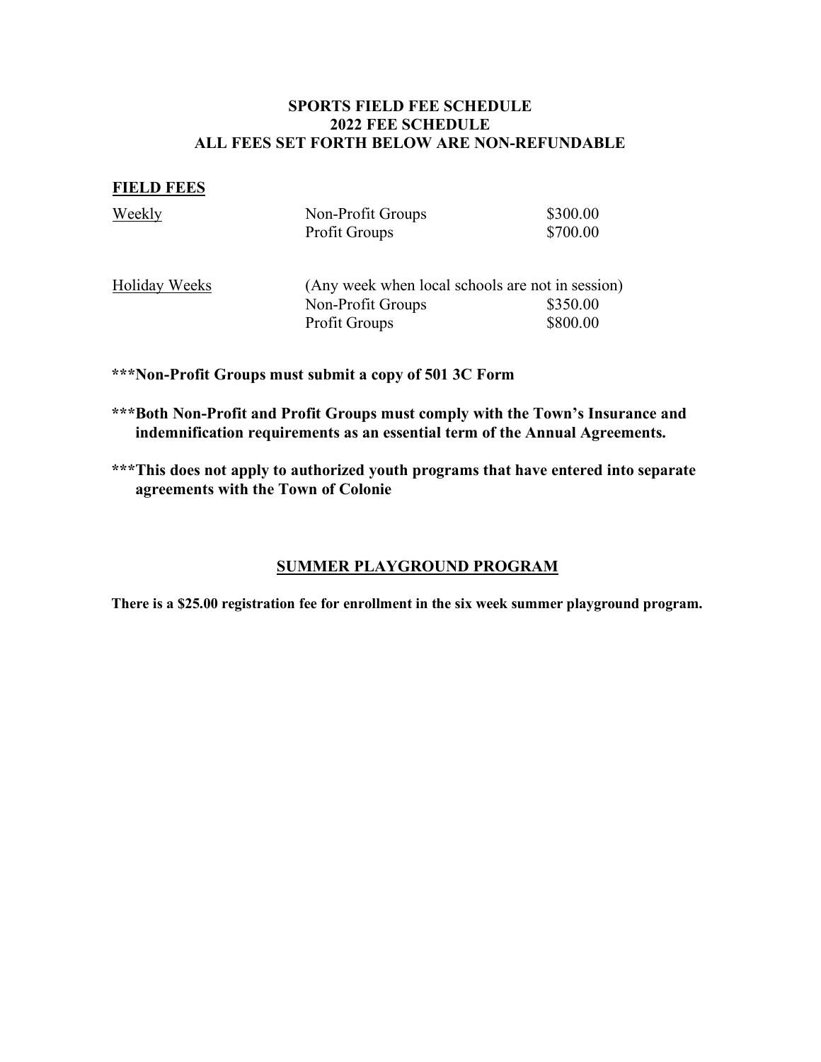**SPORTS FIELD FEE SCHEDULE**
**2022 FEE SCHEDULE**
**ALL FEES SET FORTH BELOW ARE NON-REFUNDABLE**

## FIELD FEES

| | | |
|---|---|---|
| Weekly | Non-Profit Groups | $300.00 |
| | Profit Groups | $700.00 |
| Holiday Weeks | (Any week when local schools are not in session) | |
| | Non-Profit Groups | $350.00 |
| | Profit Groups | $800.00 |

**\*\*\*Non-Profit Groups must submit a copy of 501 3C Form**

**\*\*\*Both Non-Profit and Profit Groups must comply with the Town's Insurance and indemnification requirements as an essential term of the Annual Agreements.**

**\*\*\*This does not apply to authorized youth programs that have entered into separate agreements with the Town of Colonie**

## SUMMER PLAYGROUND PROGRAM

**There is a $25.00 registration fee for enrollment in the six week summer playground program.**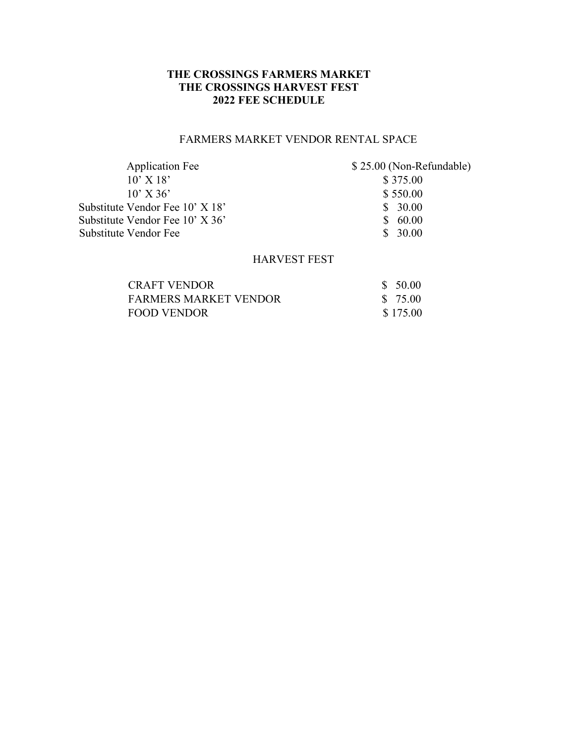# THE CROSSINGS FARMERS MARKET
# THE CROSSINGS HARVEST FEST
# 2022 FEE SCHEDULE

## FARMERS MARKET VENDOR RENTAL SPACE

| | |
|---|---|
| Application Fee | $ 25.00 (Non-Refundable) |
| 10’ X 18’ | $ 375.00 |
| 10’ X 36’ | $ 550.00 |
| Substitute Vendor Fee 10’ X 18’ | $ 30.00 |
| Substitute Vendor Fee 10’ X 36’ | $ 60.00 |
| Substitute Vendor Fee | $ 30.00 |

## HARVEST FEST

| | |
|---|---|
| CRAFT VENDOR | $ 50.00 |
| FARMERS MARKET VENDOR | $ 75.00 |
| FOOD VENDOR | $ 175.00 |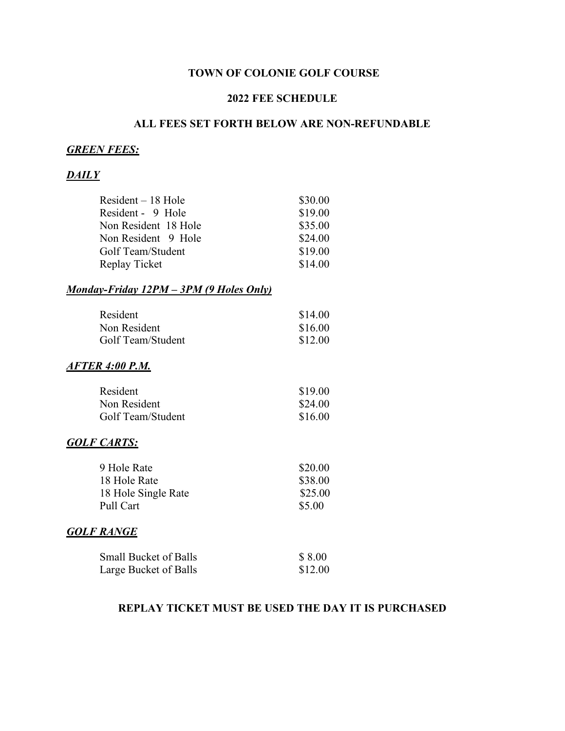**TOWN OF COLONIE GOLF COURSE**

**2022 FEE SCHEDULE**

**ALL FEES SET FORTH BELOW ARE NON-REFUNDABLE**

***GREEN FEES:***

***DAILY***

| | |
|---|---|
| Resident – 18 Hole | $30.00 |
| Resident - 9 Hole | $19.00 |
| Non Resident 18 Hole | $35.00 |
| Non Resident 9 Hole | $24.00 |
| Golf Team/Student | $19.00 |
| Replay Ticket | $14.00 |

***Monday-Friday 12PM – 3PM (9 Holes Only)***

| | |
|---|---|
| Resident | $14.00 |
| Non Resident | $16.00 |
| Golf Team/Student | $12.00 |

***AFTER 4:00 P.M.***

| | |
|---|---|
| Resident | $19.00 |
| Non Resident | $24.00 |
| Golf Team/Student | $16.00 |

***GOLF CARTS:***

| | |
|---|---|
| 9 Hole Rate | $20.00 |
| 18 Hole Rate | $38.00 |
| 18 Hole Single Rate | $25.00 |
| Pull Cart | $5.00 |

***GOLF RANGE***

| | |
|---|---|
| Small Bucket of Balls | $ 8.00 |
| Large Bucket of Balls | $12.00 |

**REPLAY TICKET MUST BE USED THE DAY IT IS PURCHASED**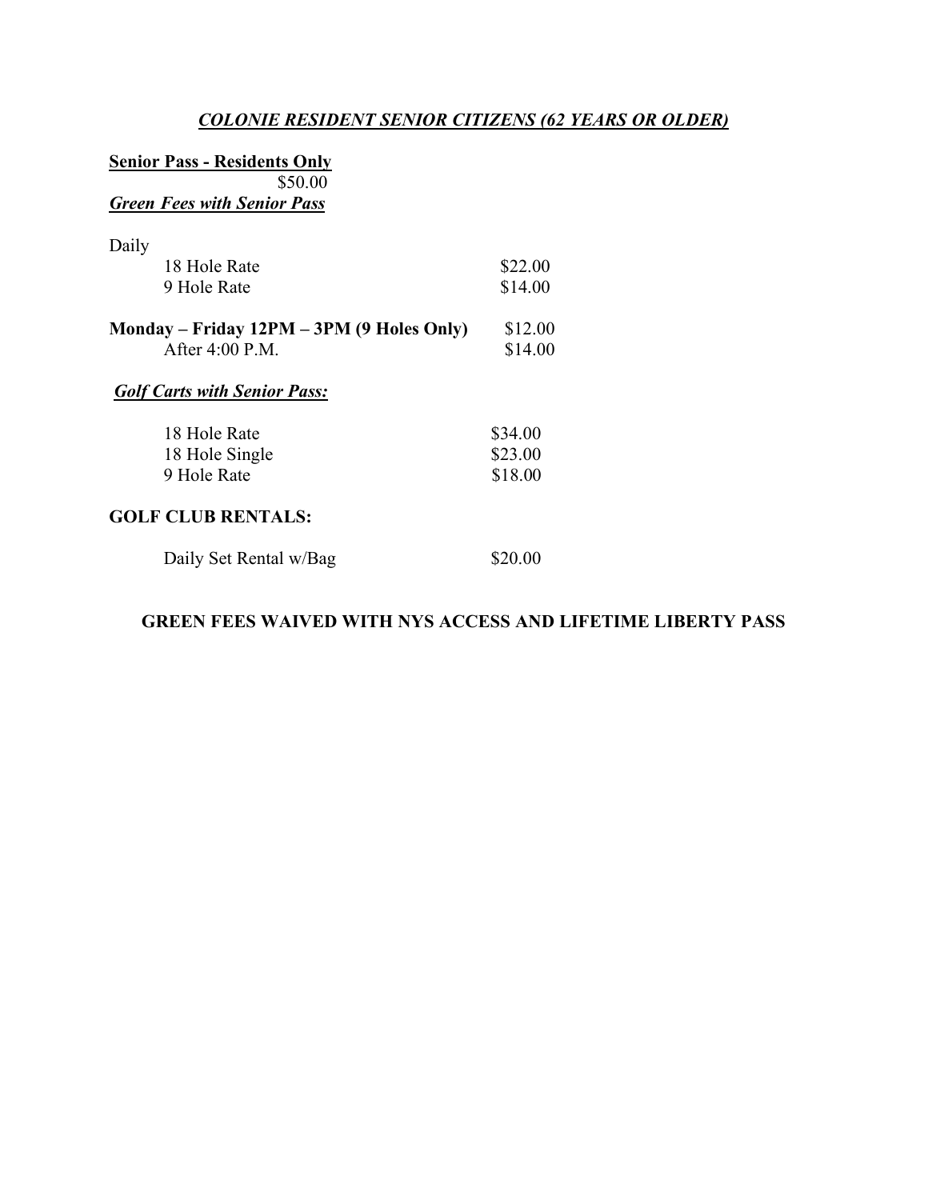### ***COLONIE RESIDENT SENIOR CITIZENS (62 YEARS OR OLDER)***

**Senior Pass - Residents Only**

$50.00

***Green Fees with Senior Pass***

Daily

| | |
|---|---|
| 18 Hole Rate | $22.00 |
| 9 Hole Rate | $14.00 |
| **Monday – Friday 12PM – 3PM (9 Holes Only)** | $12.00 |
| After 4:00 P.M. | $14.00 |

***Golf Carts with Senior Pass:***

| | |
|---|---|
| 18 Hole Rate | $34.00 |
| 18 Hole Single | $23.00 |
| 9 Hole Rate | $18.00 |

**GOLF CLUB RENTALS:**

| | |
|---|---|
| Daily Set Rental w/Bag | $20.00 |

**GREEN FEES WAIVED WITH NYS ACCESS AND LIFETIME LIBERTY PASS**